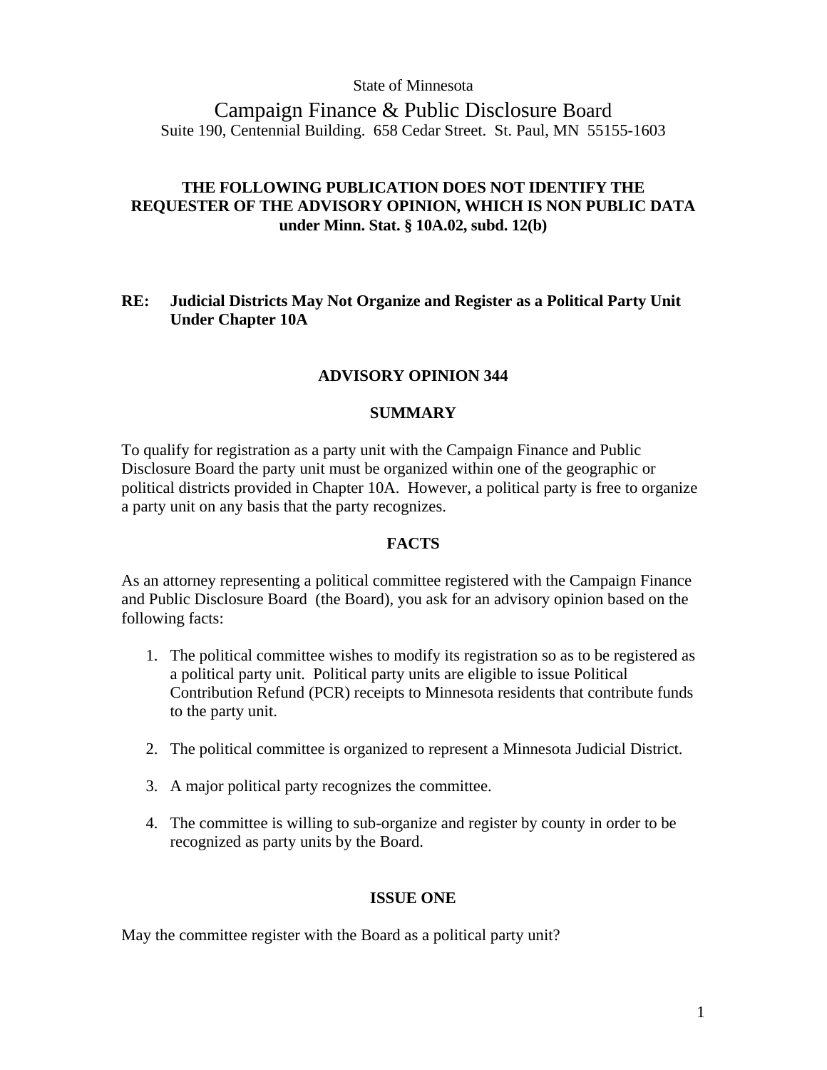State of Minnesota

# Campaign Finance & Public Disclosure Board

Suite 190, Centennial Building. 658 Cedar Street. St. Paul, MN 55155-1603

**THE FOLLOWING PUBLICATION DOES NOT IDENTIFY THE REQUESTER OF THE ADVISORY OPINION, WHICH IS NON PUBLIC DATA under Minn. Stat. § 10A.02, subd. 12(b)**

**RE: Judicial Districts May Not Organize and Register as a Political Party Unit Under Chapter 10A**

## ADVISORY OPINION 344

### SUMMARY

To qualify for registration as a party unit with the Campaign Finance and Public Disclosure Board the party unit must be organized within one of the geographic or political districts provided in Chapter 10A. However, a political party is free to organize a party unit on any basis that the party recognizes.

### FACTS

As an attorney representing a political committee registered with the Campaign Finance and Public Disclosure Board (the Board), you ask for an advisory opinion based on the following facts:

1. The political committee wishes to modify its registration so as to be registered as a political party unit. Political party units are eligible to issue Political Contribution Refund (PCR) receipts to Minnesota residents that contribute funds to the party unit.
2. The political committee is organized to represent a Minnesota Judicial District.
3. A major political party recognizes the committee.
4. The committee is willing to sub-organize and register by county in order to be recognized as party units by the Board.

### ISSUE ONE

May the committee register with the Board as a political party unit?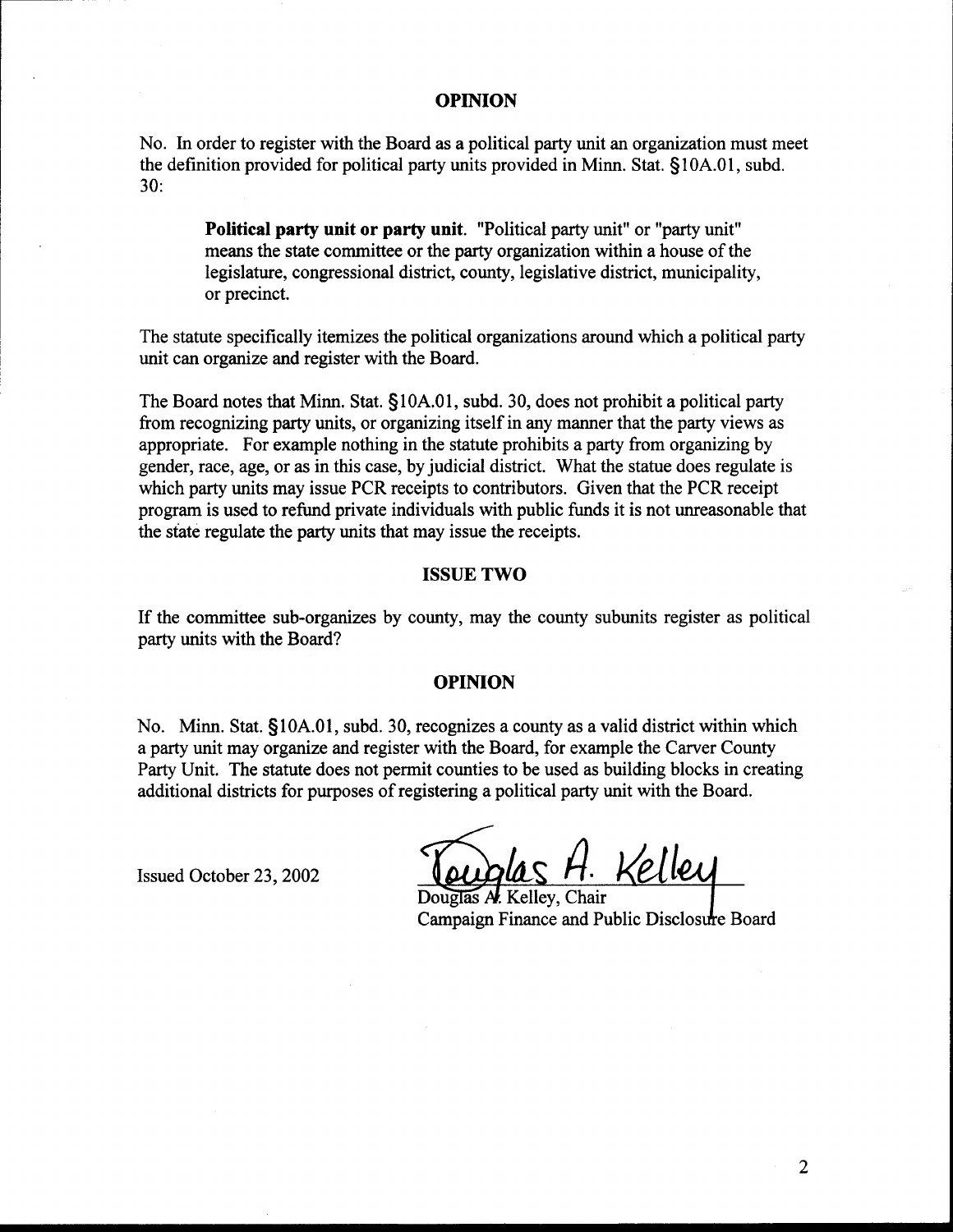## OPINION

No. In order to register with the Board as a political party unit an organization must meet the definition provided for political party units provided in Minn. Stat. §10A.01, subd. 30:

> **Political party unit or party unit**. "Political party unit" or "party unit" means the state committee or the party organization within a house of the legislature, congressional district, county, legislative district, municipality, or precinct.

The statute specifically itemizes the political organizations around which a political party unit can organize and register with the Board.

The Board notes that Minn. Stat. §10A.01, subd. 30, does not prohibit a political party from recognizing party units, or organizing itself in any manner that the party views as appropriate. For example nothing in the statute prohibits a party from organizing by gender, race, age, or as in this case, by judicial district. What the statue does regulate is which party units may issue PCR receipts to contributors. Given that the PCR receipt program is used to refund private individuals with public funds it is not unreasonable that the state regulate the party units that may issue the receipts.

## ISSUE TWO

If the committee sub-organizes by county, may the county subunits register as political party units with the Board?

## OPINION

No. Minn. Stat. §10A.01, subd. 30, recognizes a county as a valid district within which a party unit may organize and register with the Board, for example the Carver County Party Unit. The statute does not permit counties to be used as building blocks in creating additional districts for purposes of registering a political party unit with the Board.

Issued October 23, 2002

Douglas A. Kelley

Douglas A. Kelley, Chair
Campaign Finance and Public Disclosure Board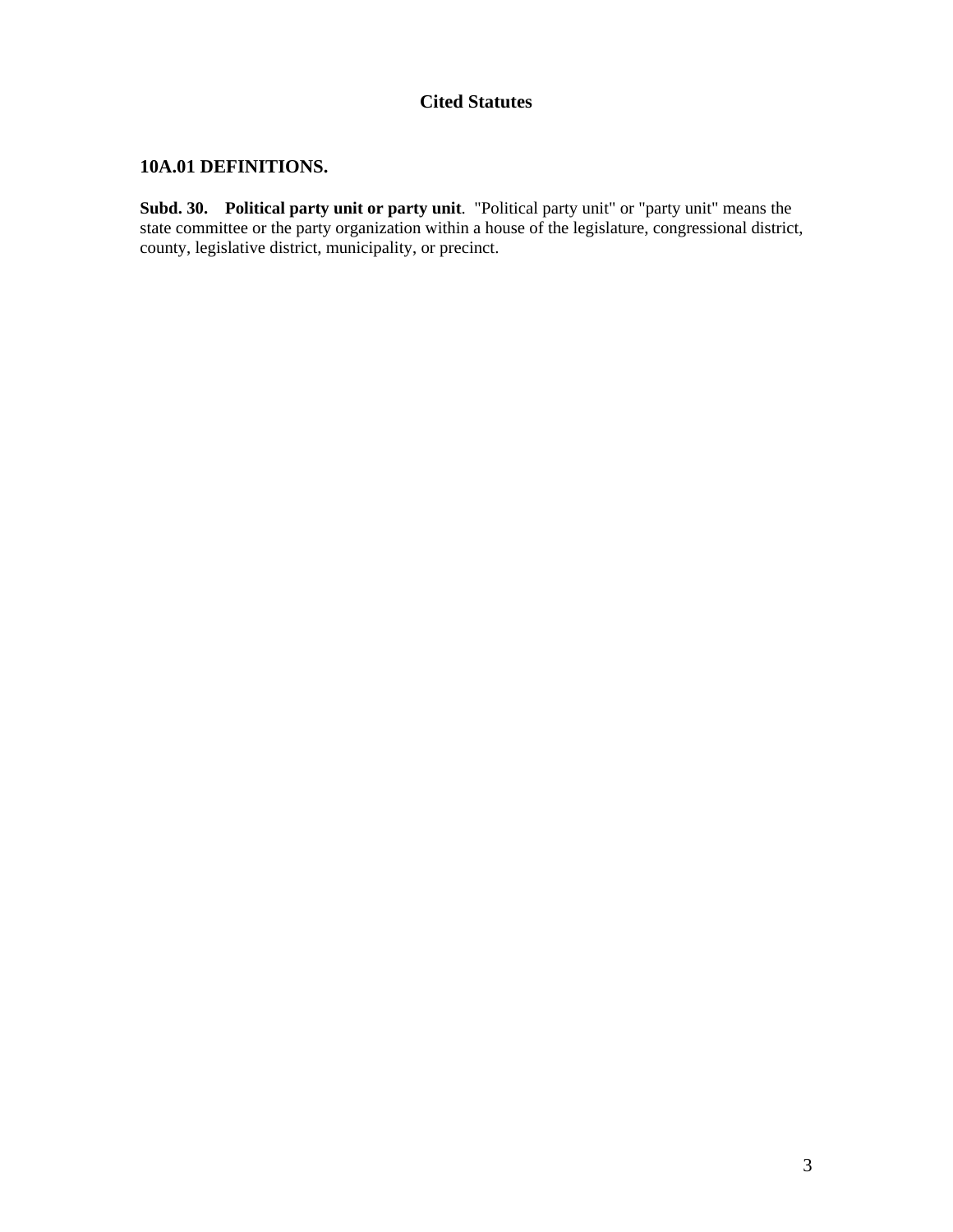## Cited Statutes

### 10A.01 DEFINITIONS.

**Subd. 30. Political party unit or party unit**. "Political party unit" or "party unit" means the state committee or the party organization within a house of the legislature, congressional district, county, legislative district, municipality, or precinct.